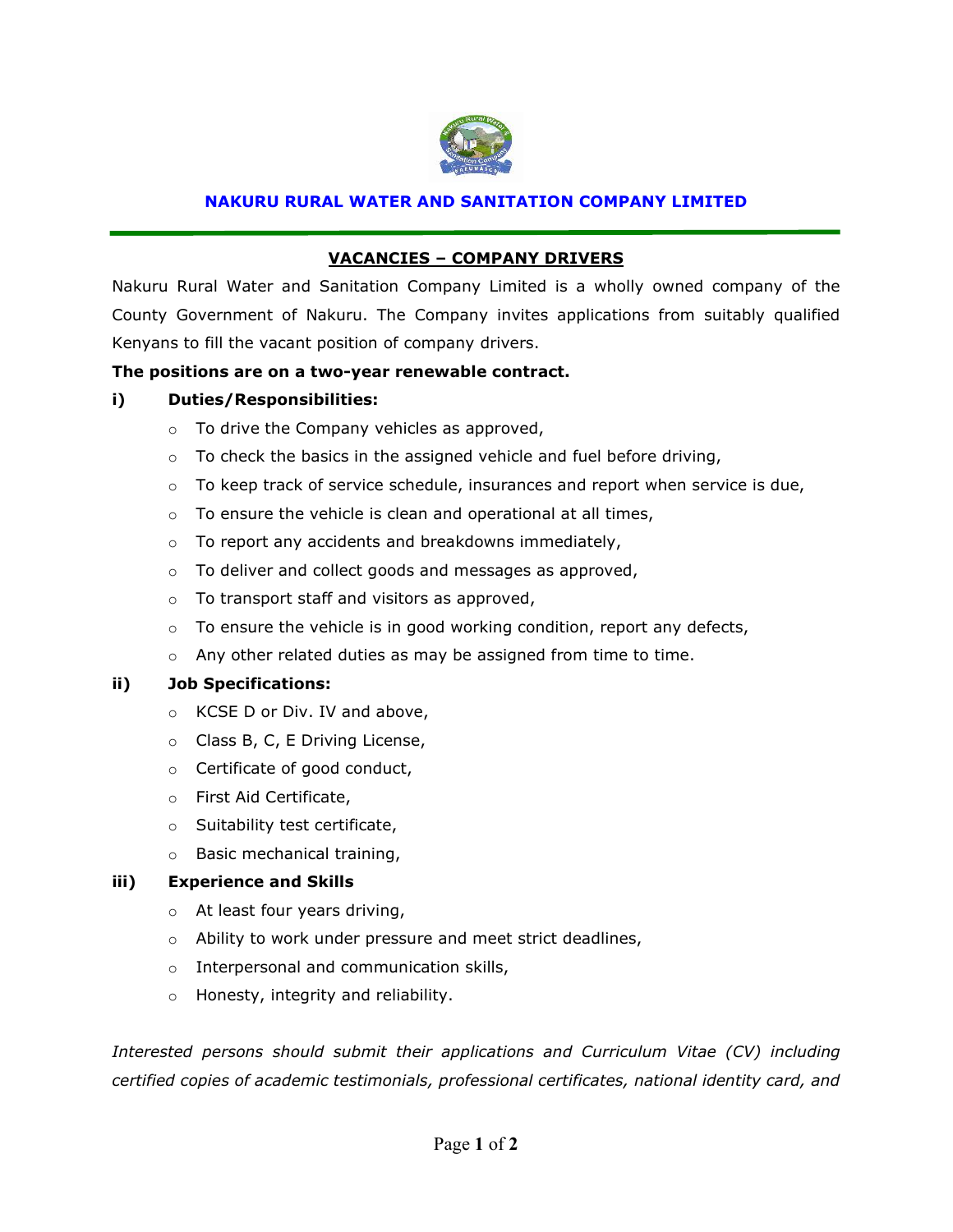# NAKURU RURAL WATER AND SANITATION COMPANY LIMITED

## VACANCIES – COMPANY DRIVERS

Nakuru Rural Water and Sanitation Company Limited is a wholly owned company of the County Government of Nakuru. The Company invites applications from suitably qualified Kenyans to fill the vacant position of company drivers.

**The positions are on a two-year renewable contract.**

### i) Duties/Responsibilities:

- To drive the Company vehicles as approved,
- To check the basics in the assigned vehicle and fuel before driving,
- To keep track of service schedule, insurances and report when service is due,
- To ensure the vehicle is clean and operational at all times,
- To report any accidents and breakdowns immediately,
- To deliver and collect goods and messages as approved,
- To transport staff and visitors as approved,
- To ensure the vehicle is in good working condition, report any defects,
- Any other related duties as may be assigned from time to time.

### ii) Job Specifications:

- KCSE D or Div. IV and above,
- Class B, C, E Driving License,
- Certificate of good conduct,
- First Aid Certificate,
- Suitability test certificate,
- Basic mechanical training,

### iii) Experience and Skills

- At least four years driving,
- Ability to work under pressure and meet strict deadlines,
- Interpersonal and communication skills,
- Honesty, integrity and reliability.

*Interested persons should submit their applications and Curriculum Vitae (CV) including certified copies of academic testimonials, professional certificates, national identity card, and*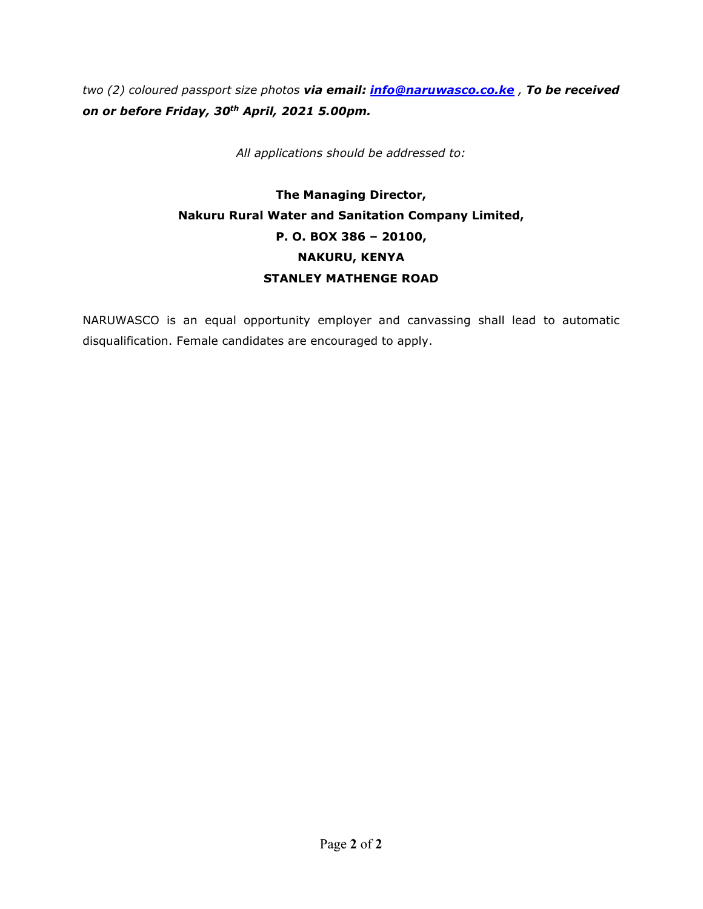*two (2) coloured passport size photos* ***via email: [info@naruwasco.co.ke](mailto:info@naruwasco.co.ke)** , **To be received on or before Friday, 30th April, 2021 5.00pm.***

*All applications should be addressed to:*

**The Managing Director,**
**Nakuru Rural Water and Sanitation Company Limited,**
**P. O. BOX 386 – 20100,**
**NAKURU, KENYA**
**STANLEY MATHENGE ROAD**

NARUWASCO is an equal opportunity employer and canvassing shall lead to automatic disqualification. Female candidates are encouraged to apply.